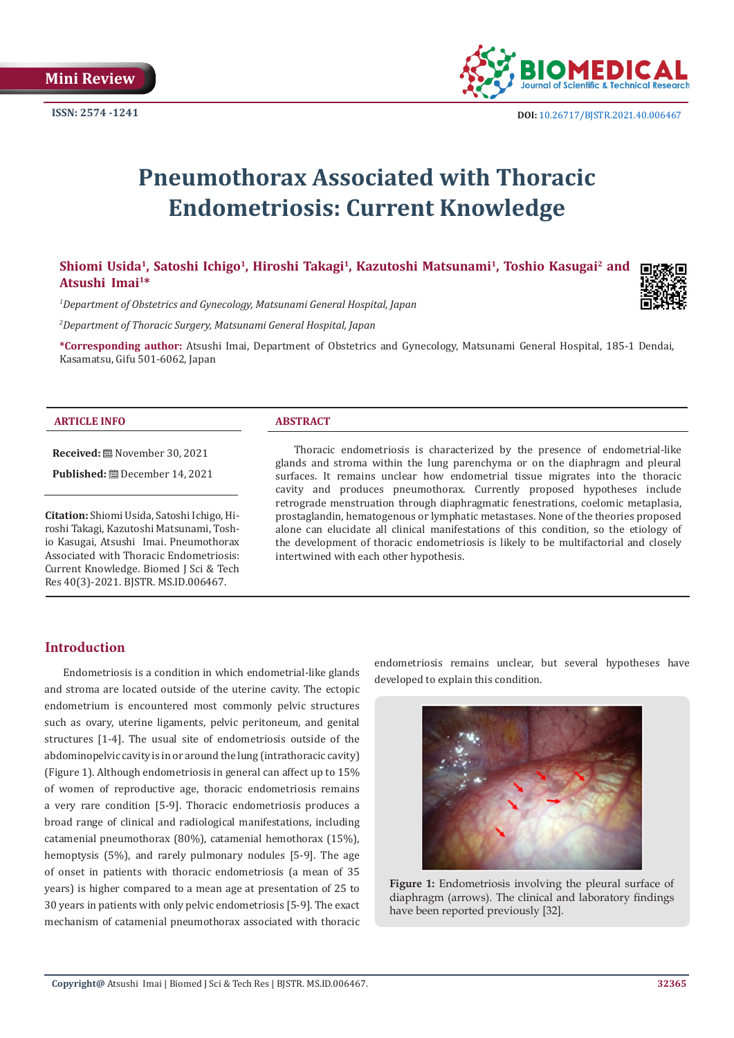Mini Review

ISSN: 2574 -1241

DOI: 10.26717/BJSTR.2021.40.006467

# Pneumothorax Associated with Thoracic Endometriosis: Current Knowledge

**Shiomi Usida[1], Satoshi Ichigo[1], Hiroshi Takagi[1], Kazutoshi Matsunami[1], Toshio Kasugai[2] and Atsushi Imai[1]***

*[1]Department of Obstetrics and Gynecology, Matsunami General Hospital, Japan*

*[2]Department of Thoracic Surgery, Matsunami General Hospital, Japan*

***Corresponding author:** Atsushi Imai, Department of Obstetrics and Gynecology, Matsunami General Hospital, 185-1 Dendai, Kasamatsu, Gifu 501-6062, Japan

### ARTICLE INFO

**Received:** November 30, 2021

**Published:** December 14, 2021

**Citation:** Shiomi Usida, Satoshi Ichigo, Hiroshi Takagi, Kazutoshi Matsunami, Toshio Kasugai, Atsushi Imai. Pneumothorax Associated with Thoracic Endometriosis: Current Knowledge. Biomed J Sci & Tech Res 40(3)-2021. BJSTR. MS.ID.006467.

### ABSTRACT

Thoracic endometriosis is characterized by the presence of endometrial-like glands and stroma within the lung parenchyma or on the diaphragm and pleural surfaces. It remains unclear how endometrial tissue migrates into the thoracic cavity and produces pneumothorax. Currently proposed hypotheses include retrograde menstruation through diaphragmatic fenestrations, coelomic metaplasia, prostaglandin, hematogenous or lymphatic metastases. None of the theories proposed alone can elucidate all clinical manifestations of this condition, so the etiology of the development of thoracic endometriosis is likely to be multifactorial and closely intertwined with each other hypothesis.

## Introduction

Endometriosis is a condition in which endometrial-like glands and stroma are located outside of the uterine cavity. The ectopic endometrium is encountered most commonly pelvic structures such as ovary, uterine ligaments, pelvic peritoneum, and genital structures [1-4]. The usual site of endometriosis outside of the abdominopelvic cavity is in or around the lung (intrathoracic cavity) (Figure 1). Although endometriosis in general can affect up to 15% of women of reproductive age, thoracic endometriosis remains a very rare condition [5-9]. Thoracic endometriosis produces a broad range of clinical and radiological manifestations, including catamenial pneumothorax (80%), catamenial hemothorax (15%), hemoptysis (5%), and rarely pulmonary nodules [5-9]. The age of onset in patients with thoracic endometriosis (a mean of 35 years) is higher compared to a mean age at presentation of 25 to 30 years in patients with only pelvic endometriosis [5-9]. The exact mechanism of catamenial pneumothorax associated with thoracic endometriosis remains unclear, but several hypotheses have developed to explain this condition.

**Figure 1:** Endometriosis involving the pleural surface of diaphragm (arrows). The clinical and laboratory findings have been reported previously [32].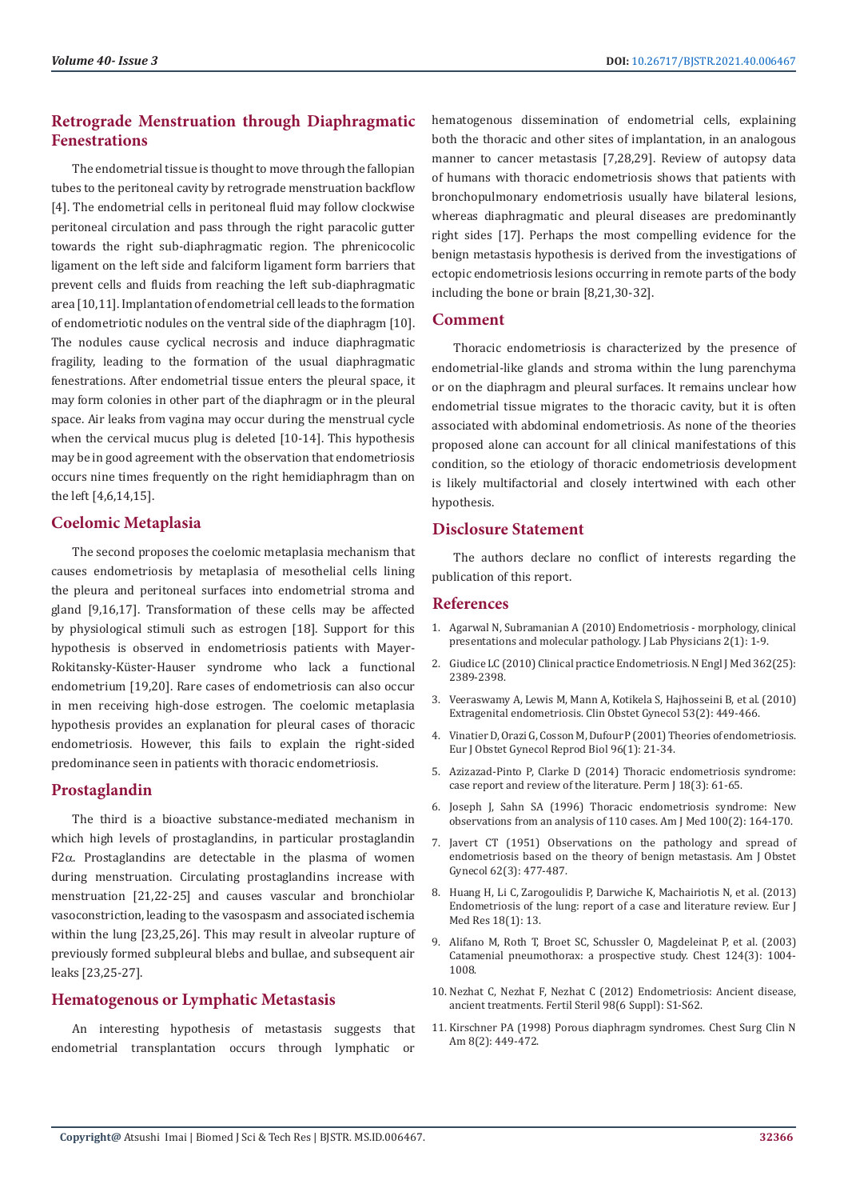## Retrograde Menstruation through Diaphragmatic Fenestrations

The endometrial tissue is thought to move through the fallopian tubes to the peritoneal cavity by retrograde menstruation backflow [4]. The endometrial cells in peritoneal fluid may follow clockwise peritoneal circulation and pass through the right paracolic gutter towards the right sub-diaphragmatic region. The phrenicocolic ligament on the left side and falciform ligament form barriers that prevent cells and fluids from reaching the left sub-diaphragmatic area [10,11]. Implantation of endometrial cell leads to the formation of endometriotic nodules on the ventral side of the diaphragm [10]. The nodules cause cyclical necrosis and induce diaphragmatic fragility, leading to the formation of the usual diaphragmatic fenestrations. After endometrial tissue enters the pleural space, it may form colonies in other part of the diaphragm or in the pleural space. Air leaks from vagina may occur during the menstrual cycle when the cervical mucus plug is deleted [10-14]. This hypothesis may be in good agreement with the observation that endometriosis occurs nine times frequently on the right hemidiaphragm than on the left [4,6,14,15].

## Coelomic Metaplasia

The second proposes the coelomic metaplasia mechanism that causes endometriosis by metaplasia of mesothelial cells lining the pleura and peritoneal surfaces into endometrial stroma and gland [9,16,17]. Transformation of these cells may be affected by physiological stimuli such as estrogen [18]. Support for this hypothesis is observed in endometriosis patients with Mayer-Rokitansky-Küster-Hauser syndrome who lack a functional endometrium [19,20]. Rare cases of endometriosis can also occur in men receiving high-dose estrogen. The coelomic metaplasia hypothesis provides an explanation for pleural cases of thoracic endometriosis. However, this fails to explain the right-sided predominance seen in patients with thoracic endometriosis.

## Prostaglandin

The third is a bioactive substance-mediated mechanism in which high levels of prostaglandins, in particular prostaglandin F2$\alpha$. Prostaglandins are detectable in the plasma of women during menstruation. Circulating prostaglandins increase with menstruation [21,22-25] and causes vascular and bronchiolar vasoconstriction, leading to the vasospasm and associated ischemia within the lung [23,25,26]. This may result in alveolar rupture of previously formed subpleural blebs and bullae, and subsequent air leaks [23,25-27].

## Hematogenous or Lymphatic Metastasis

An interesting hypothesis of metastasis suggests that endometrial transplantation occurs through lymphatic or hematogenous dissemination of endometrial cells, explaining both the thoracic and other sites of implantation, in an analogous manner to cancer metastasis [7,28,29]. Review of autopsy data of humans with thoracic endometriosis shows that patients with bronchopulmonary endometriosis usually have bilateral lesions, whereas diaphragmatic and pleural diseases are predominantly right sides [17]. Perhaps the most compelling evidence for the benign metastasis hypothesis is derived from the investigations of ectopic endometriosis lesions occurring in remote parts of the body including the bone or brain [8,21,30-32].

## Comment

Thoracic endometriosis is characterized by the presence of endometrial-like glands and stroma within the lung parenchyma or on the diaphragm and pleural surfaces. It remains unclear how endometrial tissue migrates to the thoracic cavity, but it is often associated with abdominal endometriosis. As none of the theories proposed alone can account for all clinical manifestations of this condition, so the etiology of thoracic endometriosis development is likely multifactorial and closely intertwined with each other hypothesis.

## Disclosure Statement

The authors declare no conflict of interests regarding the publication of this report.

## References

1. Agarwal N, Subramanian A (2010) Endometriosis - morphology, clinical presentations and molecular pathology. J Lab Physicians 2(1): 1-9.
2. Giudice LC (2010) Clinical practice Endometriosis. N Engl J Med 362(25): 2389-2398.
3. Veeraswamy A, Lewis M, Mann A, Kotikela S, Hajhosseini B, et al. (2010) Extragenital endometriosis. Clin Obstet Gynecol 53(2): 449-466.
4. Vinatier D, Orazi G, Cosson M, Dufour P (2001) Theories of endometriosis. Eur J Obstet Gynecol Reprod Biol 96(1): 21-34.
5. Azizazad-Pinto P, Clarke D (2014) Thoracic endometriosis syndrome: case report and review of the literature. Perm J 18(3): 61-65.
6. Joseph J, Sahn SA (1996) Thoracic endometriosis syndrome: New observations from an analysis of 110 cases. Am J Med 100(2): 164-170.
7. Javert CT (1951) Observations on the pathology and spread of endometriosis based on the theory of benign metastasis. Am J Obstet Gynecol 62(3): 477-487.
8. Huang H, Li C, Zarogoulidis P, Darwiche K, Machairiotis N, et al. (2013) Endometriosis of the lung: report of a case and literature review. Eur J Med Res 18(1): 13.
9. Alifano M, Roth T, Broet SC, Schussler O, Magdeleinat P, et al. (2003) Catamenial pneumothorax: a prospective study. Chest 124(3): 1004-1008.
10. Nezhat C, Nezhat F, Nezhat C (2012) Endometriosis: Ancient disease, ancient treatments. Fertil Steril 98(6 Suppl): S1-S62.
11. Kirschner PA (1998) Porous diaphragm syndromes. Chest Surg Clin N Am 8(2): 449-472.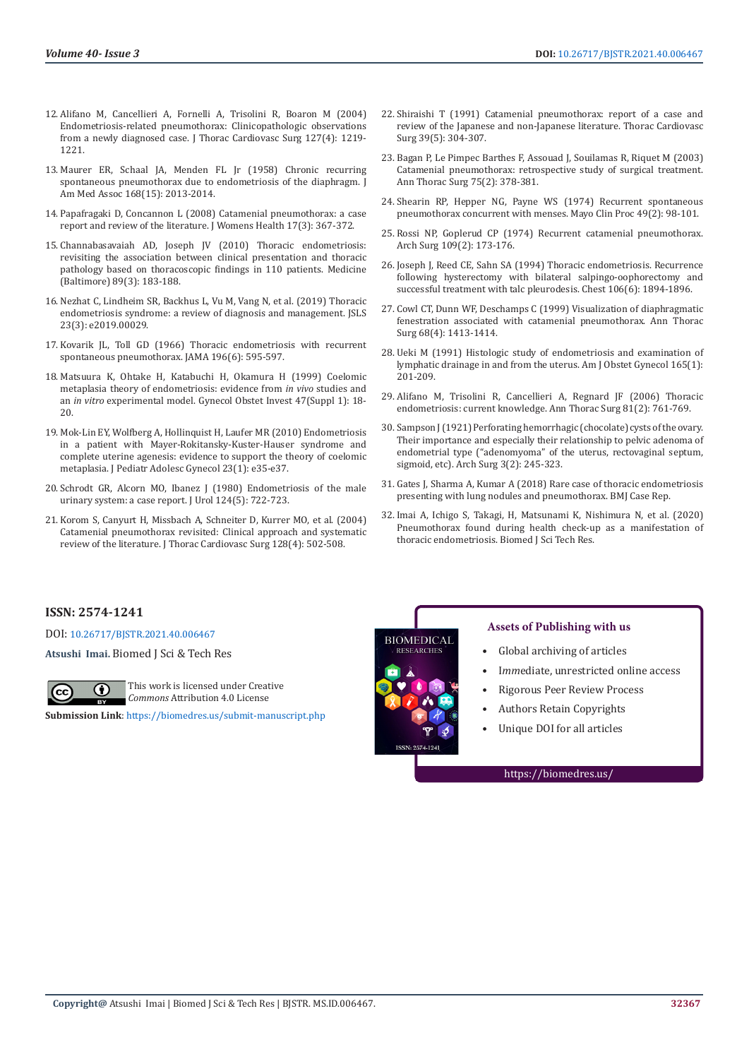12. Alifano M, Cancellieri A, Fornelli A, Trisolini R, Boaron M (2004) Endometriosis-related pneumothorax: Clinicopathologic observations from a newly diagnosed case. J Thorac Cardiovasc Surg 127(4): 1219-1221.
13. Maurer ER, Schaal JA, Menden FL Jr (1958) Chronic recurring spontaneous pneumothorax due to endometriosis of the diaphragm. J Am Med Assoc 168(15): 2013-2014.
14. Papafragaki D, Concannon L (2008) Catamenial pneumothorax: a case report and review of the literature. J Womens Health 17(3): 367-372.
15. Channabasavaiah AD, Joseph JV (2010) Thoracic endometriosis: revisiting the association between clinical presentation and thoracic pathology based on thoracoscopic findings in 110 patients. Medicine (Baltimore) 89(3): 183-188.
16. Nezhat C, Lindheim SR, Backhus L, Vu M, Vang N, et al. (2019) Thoracic endometriosis syndrome: a review of diagnosis and management. JSLS 23(3): e2019.00029.
17. Kovarik JL, Toll GD (1966) Thoracic endometriosis with recurrent spontaneous pneumothorax. JAMA 196(6): 595-597.
18. Matsuura K, Ohtake H, Katabuchi H, Okamura H (1999) Coelomic metaplasia theory of endometriosis: evidence from *in vivo* studies and an *in vitro* experimental model. Gynecol Obstet Invest 47(Suppl 1): 18-20.
19. Mok-Lin EY, Wolfberg A, Hollinquist H, Laufer MR (2010) Endometriosis in a patient with Mayer-Rokitansky-Kuster-Hauser syndrome and complete uterine agenesis: evidence to support the theory of coelomic metaplasia. J Pediatr Adolesc Gynecol 23(1): e35-e37.
20. Schrodt GR, Alcorn MO, Ibanez J (1980) Endometriosis of the male urinary system: a case report. J Urol 124(5): 722-723.
21. Korom S, Canyurt H, Missbach A, Schneiter D, Kurrer MO, et al. (2004) Catamenial pneumothorax revisited: Clinical approach and systematic review of the literature. J Thorac Cardiovasc Surg 128(4): 502-508.
22. Shiraishi T (1991) Catamenial pneumothorax: report of a case and review of the Japanese and non-Japanese literature. Thorac Cardiovasc Surg 39(5): 304-307.
23. Bagan P, Le Pimpec Barthes F, Assouad J, Souilamas R, Riquet M (2003) Catamenial pneumothorax: retrospective study of surgical treatment. Ann Thorac Surg 75(2): 378-381.
24. Shearin RP, Hepper NG, Payne WS (1974) Recurrent spontaneous pneumothorax concurrent with menses. Mayo Clin Proc 49(2): 98-101.
25. Rossi NP, Goplerud CP (1974) Recurrent catamenial pneumothorax. Arch Surg 109(2): 173-176.
26. Joseph J, Reed CE, Sahn SA (1994) Thoracic endometriosis. Recurrence following hysterectomy with bilateral salpingo-oophorectomy and successful treatment with talc pleurodesis. Chest 106(6): 1894-1896.
27. Cowl CT, Dunn WF, Deschamps C (1999) Visualization of diaphragmatic fenestration associated with catamenial pneumothorax. Ann Thorac Surg 68(4): 1413-1414.
28. Ueki M (1991) Histologic study of endometriosis and examination of lymphatic drainage in and from the uterus. Am J Obstet Gynecol 165(1): 201-209.
29. Alifano M, Trisolini R, Cancellieri A, Regnard JF (2006) Thoracic endometriosis: current knowledge. Ann Thorac Surg 81(2): 761-769.
30. Sampson J (1921) Perforating hemorrhagic (chocolate) cysts of the ovary. Their importance and especially their relationship to pelvic adenoma of endometrial type ("adenomyoma" of the uterus, rectovaginal septum, sigmoid, etc). Arch Surg 3(2): 245-323.
31. Gates J, Sharma A, Kumar A (2018) Rare case of thoracic endometriosis presenting with lung nodules and pneumothorax. BMJ Case Rep.
32. Imai A, Ichigo S, Takagi, H, Matsunami K, Nishimura N, et al. (2020) Pneumothorax found during health check-up as a manifestation of thoracic endometriosis. Biomed J Sci Tech Res.

**ISSN: 2574-1241**

DOI: 10.26717/BJSTR.2021.40.006467

**Atsushi Imai.** Biomed J Sci & Tech Res

This work is licensed under Creative *Commons* Attribution 4.0 License

**Submission Link**: https://biomedres.us/submit-manuscript.php

**Assets of Publishing with us**

- Global archiving of articles
- Immediate, unrestricted online access
- Rigorous Peer Review Process
- Authors Retain Copyrights
- Unique DOI for all articles

https://biomedres.us/